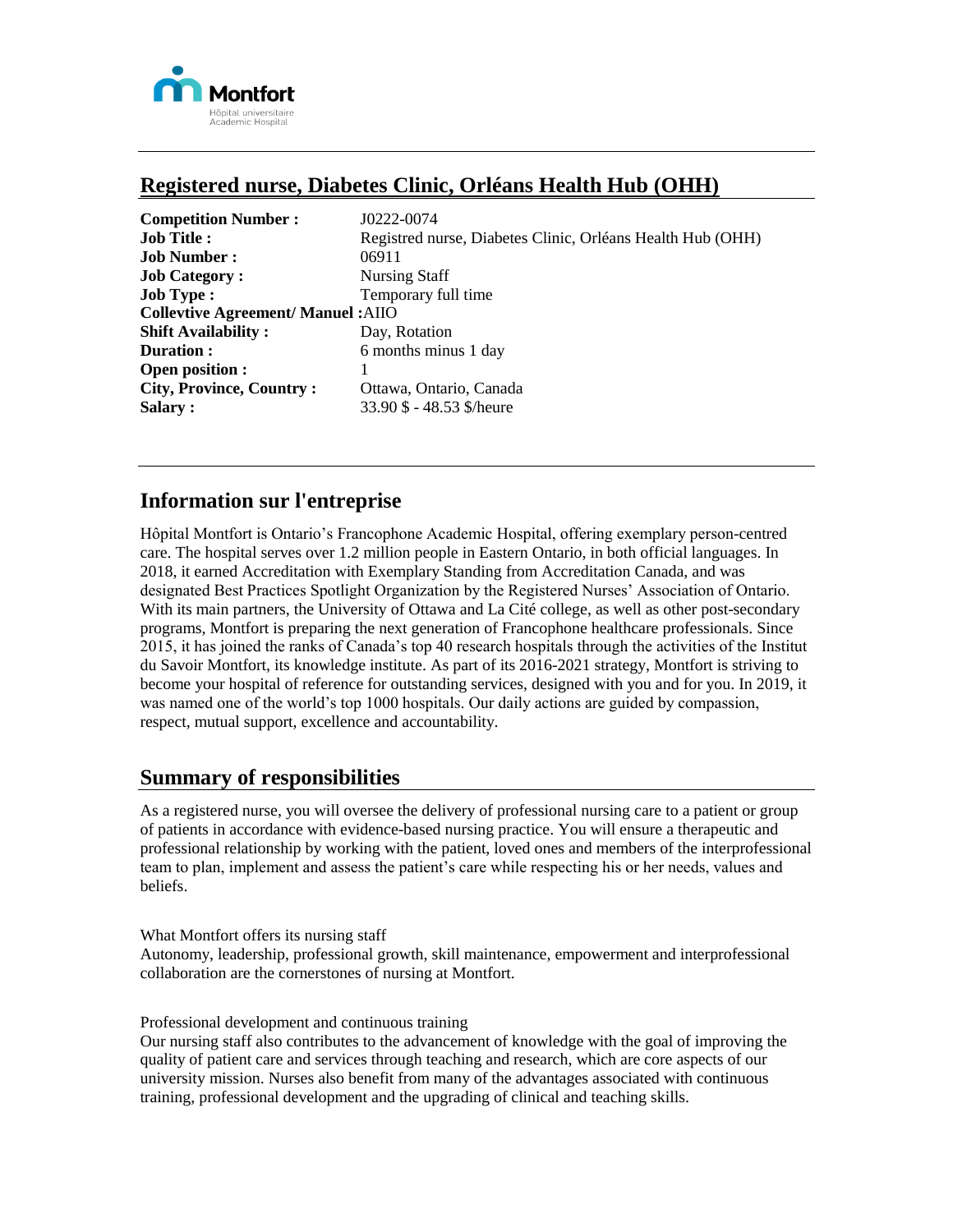Montfort
Hôpital universitaire
Academic Hospital

# Registered nurse, Diabetes Clinic, Orléans Health Hub (OHH)

| | |
|---|---|
| **Competition Number :** | J0222-0074 |
| **Job Title :** | Registred nurse, Diabetes Clinic, Orléans Health Hub (OHH) |
| **Job Number :** | 06911 |
| **Job Category :** | Nursing Staff |
| **Job Type :** | Temporary full time |
| **Collevtive Agreement/ Manuel :** | AIIO |
| **Shift Availability :** | Day, Rotation |
| **Duration :** | 6 months minus 1 day |
| **Open position :** | 1 |
| **City, Province, Country :** | Ottawa, Ontario, Canada |
| **Salary :** | 33.90 $ - 48.53 $/heure |

## Information sur l'entreprise

Hôpital Montfort is Ontario's Francophone Academic Hospital, offering exemplary person-centred care. The hospital serves over 1.2 million people in Eastern Ontario, in both official languages. In 2018, it earned Accreditation with Exemplary Standing from Accreditation Canada, and was designated Best Practices Spotlight Organization by the Registered Nurses' Association of Ontario. With its main partners, the University of Ottawa and La Cité college, as well as other post-secondary programs, Montfort is preparing the next generation of Francophone healthcare professionals. Since 2015, it has joined the ranks of Canada's top 40 research hospitals through the activities of the Institut du Savoir Montfort, its knowledge institute. As part of its 2016-2021 strategy, Montfort is striving to become your hospital of reference for outstanding services, designed with you and for you. In 2019, it was named one of the world's top 1000 hospitals. Our daily actions are guided by compassion, respect, mutual support, excellence and accountability.

## Summary of responsibilities

As a registered nurse, you will oversee the delivery of professional nursing care to a patient or group of patients in accordance with evidence-based nursing practice. You will ensure a therapeutic and professional relationship by working with the patient, loved ones and members of the interprofessional team to plan, implement and assess the patient's care while respecting his or her needs, values and beliefs.

What Montfort offers its nursing staff
Autonomy, leadership, professional growth, skill maintenance, empowerment and interprofessional collaboration are the cornerstones of nursing at Montfort.

Professional development and continuous training
Our nursing staff also contributes to the advancement of knowledge with the goal of improving the quality of patient care and services through teaching and research, which are core aspects of our university mission. Nurses also benefit from many of the advantages associated with continuous training, professional development and the upgrading of clinical and teaching skills.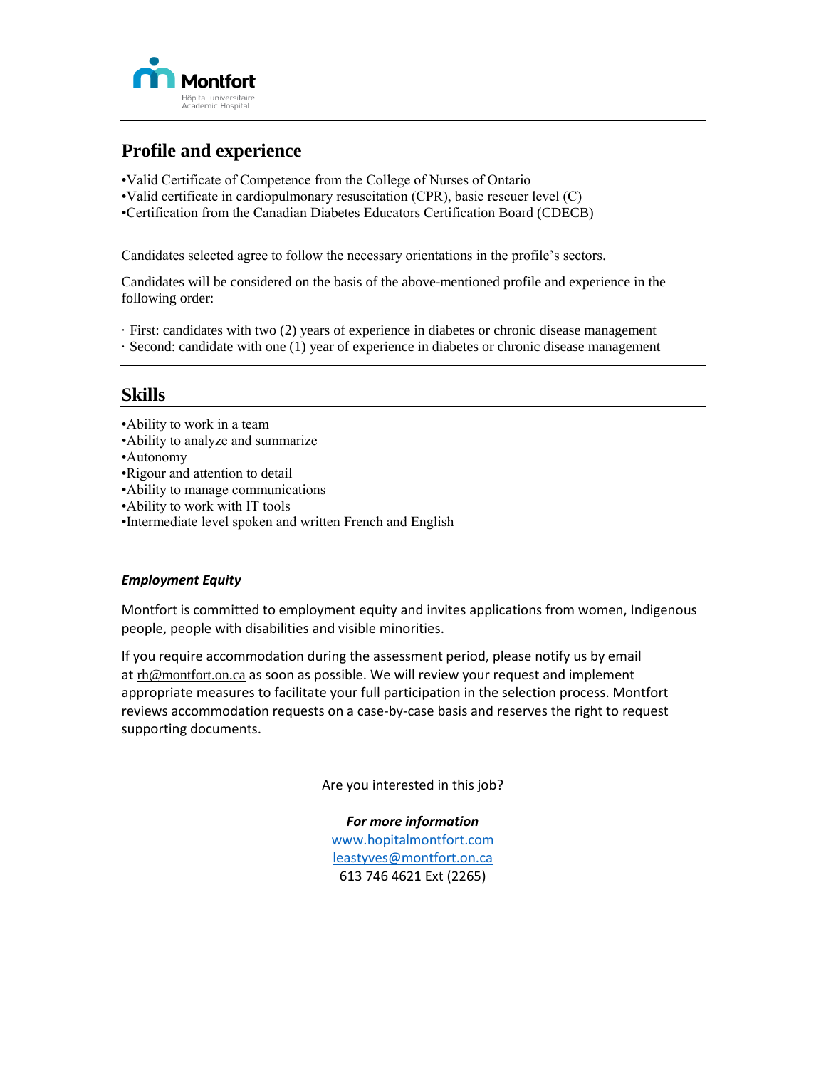## Profile and experience

•Valid Certificate of Competence from the College of Nurses of Ontario
•Valid certificate in cardiopulmonary resuscitation (CPR), basic rescuer level (C)
•Certification from the Canadian Diabetes Educators Certification Board (CDECB)

Candidates selected agree to follow the necessary orientations in the profile's sectors.

Candidates will be considered on the basis of the above-mentioned profile and experience in the following order:

· First: candidates with two (2) years of experience in diabetes or chronic disease management
· Second: candidate with one (1) year of experience in diabetes or chronic disease management

## Skills

•Ability to work in a team
•Ability to analyze and summarize
•Autonomy
•Rigour and attention to detail
•Ability to manage communications
•Ability to work with IT tools
•Intermediate level spoken and written French and English

***Employment Equity***

Montfort is committed to employment equity and invites applications from women, Indigenous people, people with disabilities and visible minorities.

If you require accommodation during the assessment period, please notify us by email at rh@montfort.on.ca as soon as possible. We will review your request and implement appropriate measures to facilitate your full participation in the selection process. Montfort reviews accommodation requests on a case-by-case basis and reserves the right to request supporting documents.

Are you interested in this job?

***For more information***
www.hopitalmontfort.com
leastyves@montfort.on.ca
613 746 4621 Ext (2265)